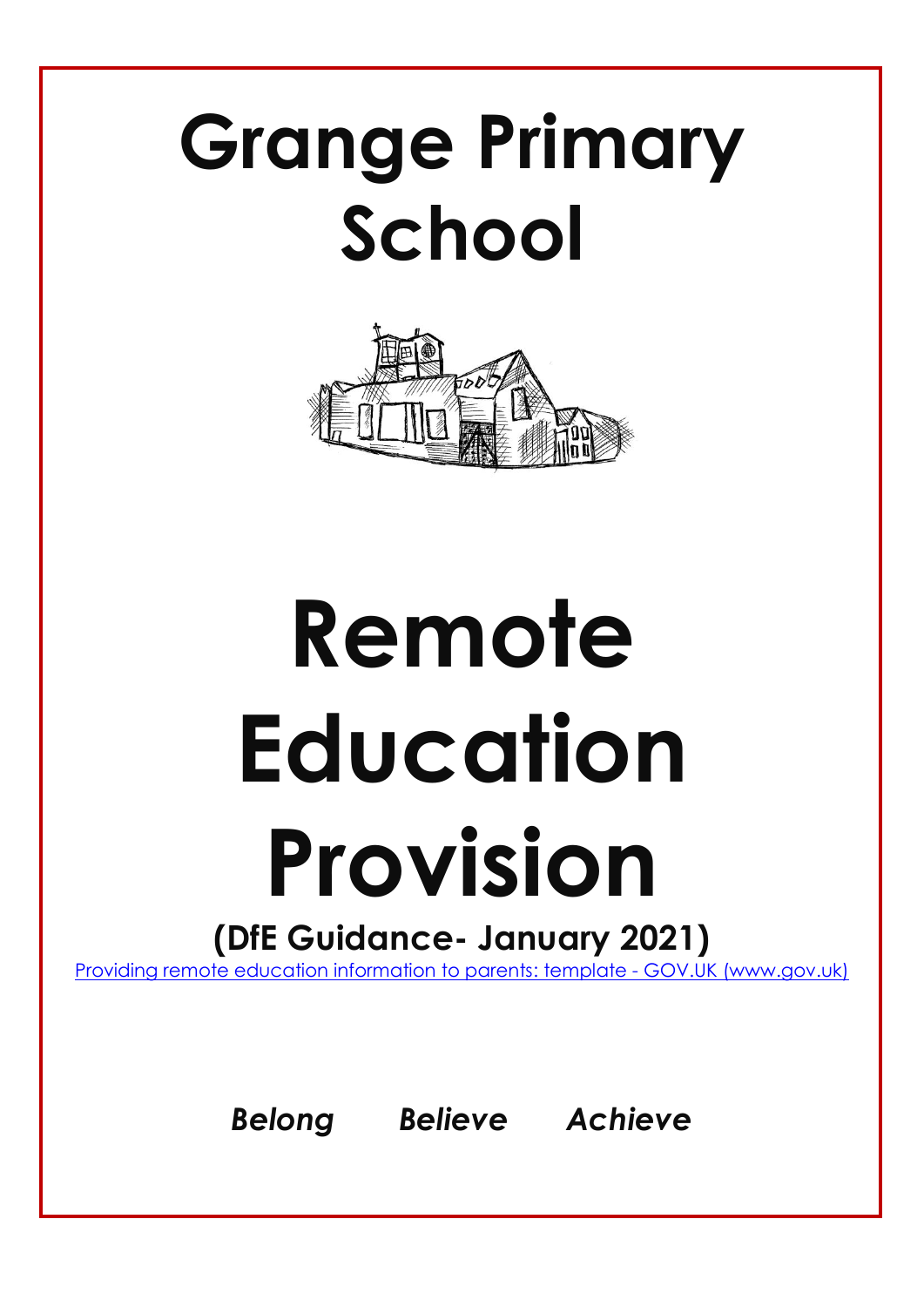# Grange Primary School

# Remote Education Provision

**(DfE Guidance- January 2021)**

[Providing remote education information to parents: template - GOV.UK (www.gov.uk)](https://www.gov.uk)

***Belong Believe Achieve***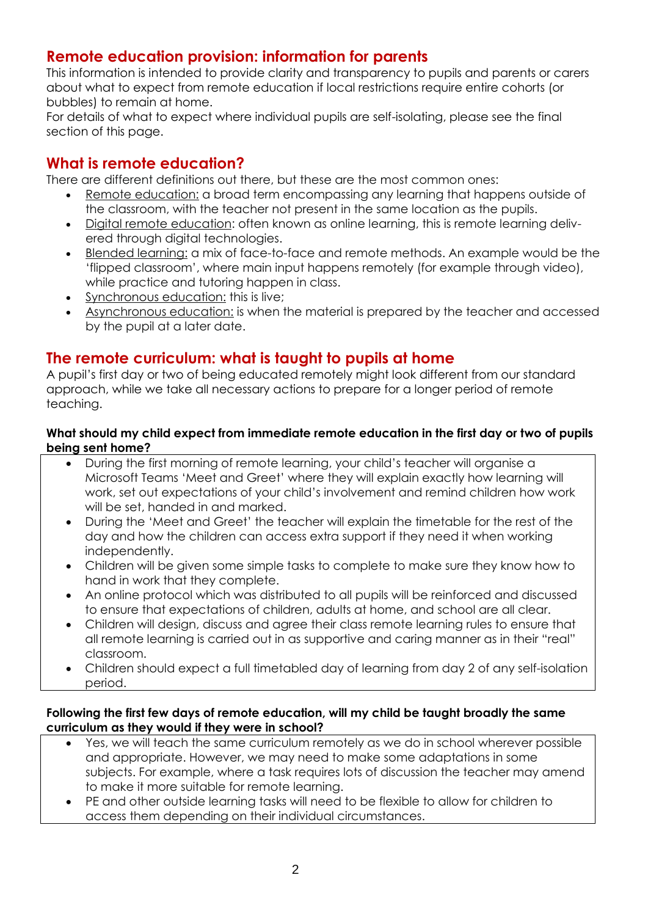## Remote education provision: information for parents

This information is intended to provide clarity and transparency to pupils and parents or carers about what to expect from remote education if local restrictions require entire cohorts (or bubbles) to remain at home.

For details of what to expect where individual pupils are self-isolating, please see the final section of this page.

## What is remote education?

There are different definitions out there, but these are the most common ones:

- Remote education: a broad term encompassing any learning that happens outside of the classroom, with the teacher not present in the same location as the pupils.
- Digital remote education: often known as online learning, this is remote learning delivered through digital technologies.
- Blended learning: a mix of face-to-face and remote methods. An example would be the 'flipped classroom', where main input happens remotely (for example through video), while practice and tutoring happen in class.
- Synchronous education: this is live;
- Asynchronous education: is when the material is prepared by the teacher and accessed by the pupil at a later date.

## The remote curriculum: what is taught to pupils at home

A pupil's first day or two of being educated remotely might look different from our standard approach, while we take all necessary actions to prepare for a longer period of remote teaching.

**What should my child expect from immediate remote education in the first day or two of pupils being sent home?**

- During the first morning of remote learning, your child's teacher will organise a Microsoft Teams 'Meet and Greet' where they will explain exactly how learning will work, set out expectations of your child's involvement and remind children how work will be set, handed in and marked.
- During the 'Meet and Greet' the teacher will explain the timetable for the rest of the day and how the children can access extra support if they need it when working independently.
- Children will be given some simple tasks to complete to make sure they know how to hand in work that they complete.
- An online protocol which was distributed to all pupils will be reinforced and discussed to ensure that expectations of children, adults at home, and school are all clear.
- Children will design, discuss and agree their class remote learning rules to ensure that all remote learning is carried out in as supportive and caring manner as in their "real" classroom.
- Children should expect a full timetabled day of learning from day 2 of any self-isolation period.

**Following the first few days of remote education, will my child be taught broadly the same curriculum as they would if they were in school?**

- Yes, we will teach the same curriculum remotely as we do in school wherever possible and appropriate. However, we may need to make some adaptations in some subjects. For example, where a task requires lots of discussion the teacher may amend to make it more suitable for remote learning.
- PE and other outside learning tasks will need to be flexible to allow for children to access them depending on their individual circumstances.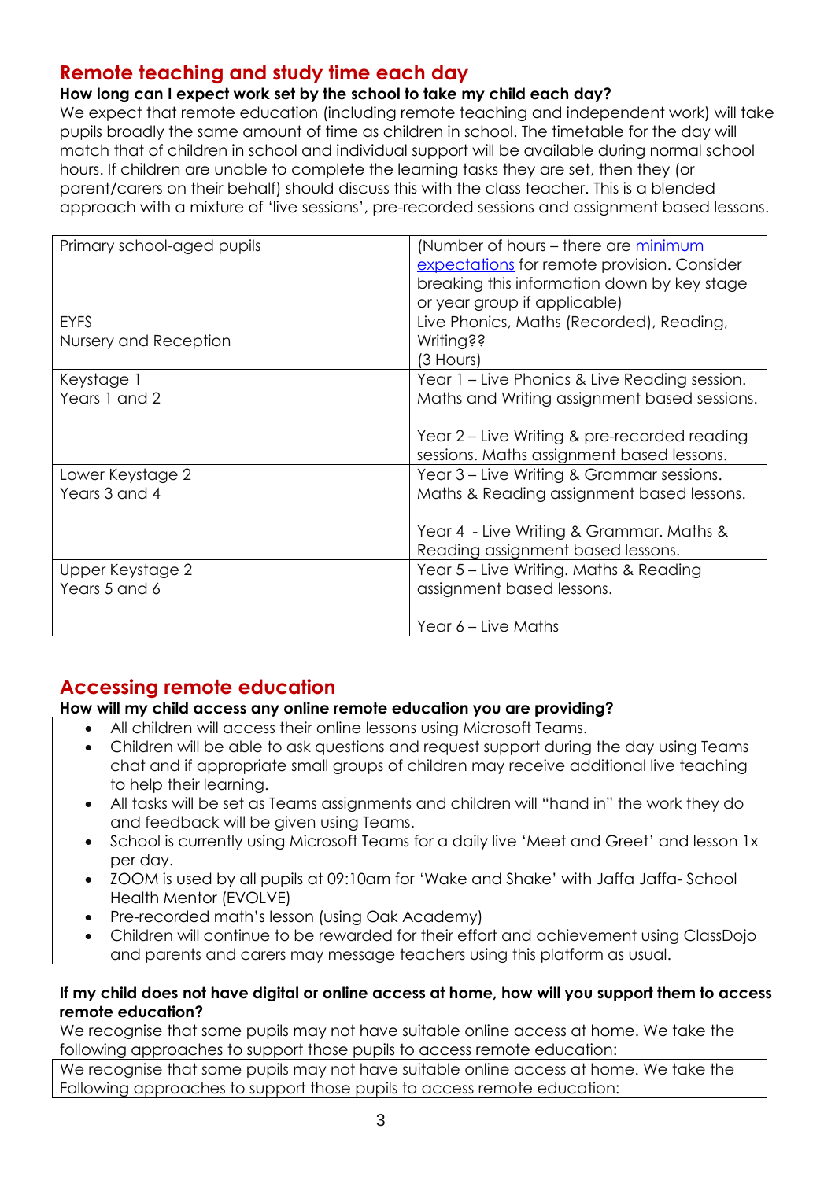## Remote teaching and study time each day

**How long can I expect work set by the school to take my child each day?**

We expect that remote education (including remote teaching and independent work) will take pupils broadly the same amount of time as children in school. The timetable for the day will match that of children in school and individual support will be available during normal school hours. If children are unable to complete the learning tasks they are set, then they (or parent/carers on their behalf) should discuss this with the class teacher. This is a blended approach with a mixture of 'live sessions', pre-recorded sessions and assignment based lessons.

| Primary school-aged pupils | (Number of hours – there are [minimum expectations]() for remote provision. Consider breaking this information down by key stage or year group if applicable) |
|---|---|
| EYFS<br>Nursery and Reception | Live Phonics, Maths (Recorded), Reading, Writing??<br>(3 Hours) |
| Keystage 1<br>Years 1 and 2 | Year 1 – Live Phonics & Live Reading session. Maths and Writing assignment based sessions.<br><br>Year 2 – Live Writing & pre-recorded reading sessions. Maths assignment based lessons. |
| Lower Keystage 2<br>Years 3 and 4 | Year 3 – Live Writing & Grammar sessions. Maths & Reading assignment based lessons.<br><br>Year 4 - Live Writing & Grammar. Maths & Reading assignment based lessons. |
| Upper Keystage 2<br>Years 5 and 6 | Year 5 – Live Writing. Maths & Reading assignment based lessons.<br><br>Year 6 – Live Maths |

## Accessing remote education

**How will my child access any online remote education you are providing?**

- All children will access their online lessons using Microsoft Teams.
- Children will be able to ask questions and request support during the day using Teams chat and if appropriate small groups of children may receive additional live teaching to help their learning.
- All tasks will be set as Teams assignments and children will "hand in" the work they do and feedback will be given using Teams.
- School is currently using Microsoft Teams for a daily live 'Meet and Greet' and lesson 1x per day.
- ZOOM is used by all pupils at 09:10am for 'Wake and Shake' with Jaffa Jaffa- School Health Mentor (EVOLVE)
- Pre-recorded math's lesson (using Oak Academy)
- Children will continue to be rewarded for their effort and achievement using ClassDojo and parents and carers may message teachers using this platform as usual.

**If my child does not have digital or online access at home, how will you support them to access remote education?**

We recognise that some pupils may not have suitable online access at home. We take the following approaches to support those pupils to access remote education:

We recognise that some pupils may not have suitable online access at home. We take the Following approaches to support those pupils to access remote education: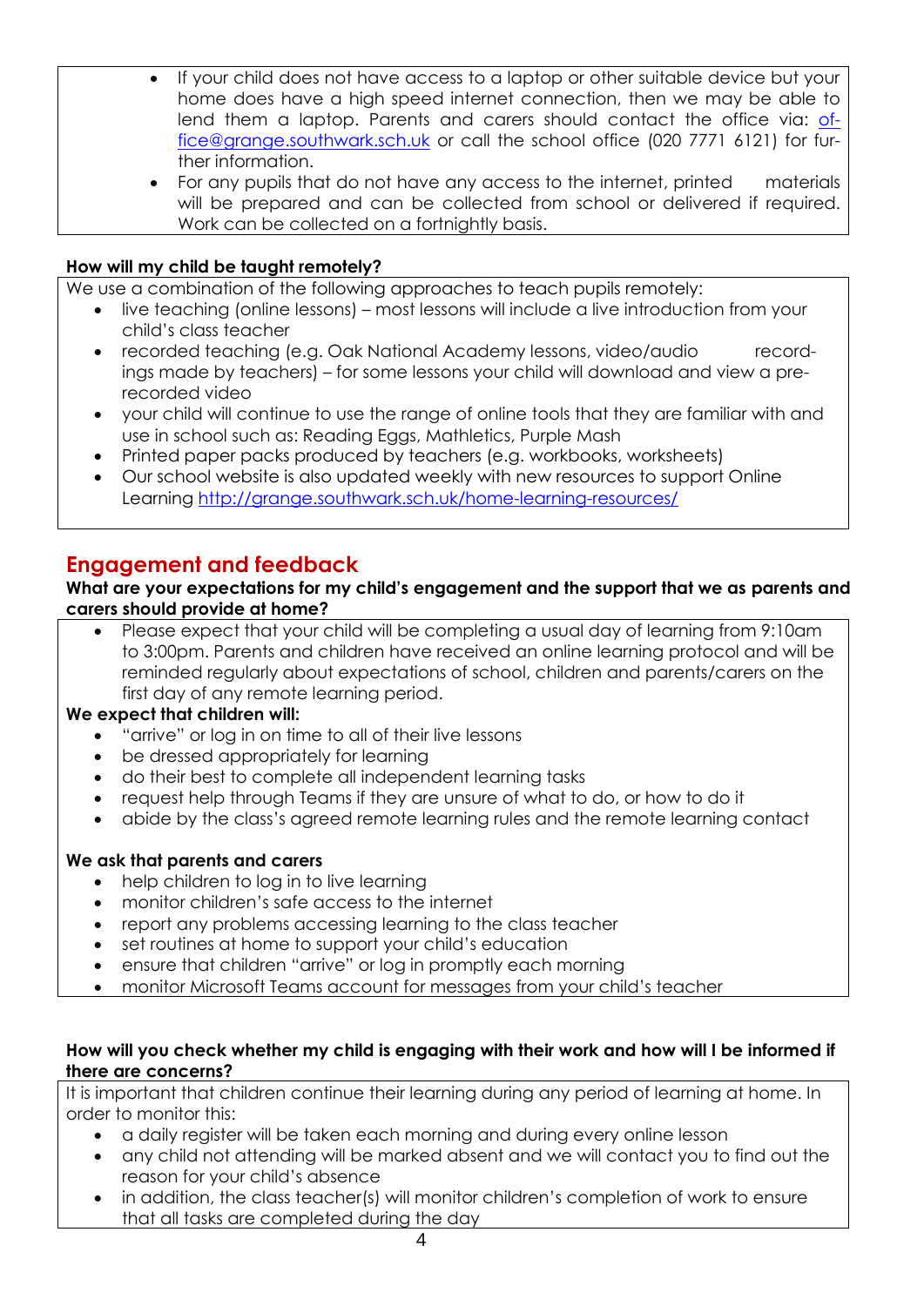- If your child does not have access to a laptop or other suitable device but your home does have a high speed internet connection, then we may be able to lend them a laptop. Parents and carers should contact the office via: office@grange.southwark.sch.uk or call the school office (020 7771 6121) for further information.
- For any pupils that do not have any access to the internet, printed materials will be prepared and can be collected from school or delivered if required. Work can be collected on a fortnightly basis.

**How will my child be taught remotely?**

We use a combination of the following approaches to teach pupils remotely:

- live teaching (online lessons) – most lessons will include a live introduction from your child's class teacher
- recorded teaching (e.g. Oak National Academy lessons, video/audio recordings made by teachers) – for some lessons your child will download and view a pre-recorded video
- your child will continue to use the range of online tools that they are familiar with and use in school such as: Reading Eggs, Mathletics, Purple Mash
- Printed paper packs produced by teachers (e.g. workbooks, worksheets)
- Our school website is also updated weekly with new resources to support Online Learning http://grange.southwark.sch.uk/home-learning-resources/

## Engagement and feedback

**What are your expectations for my child's engagement and the support that we as parents and carers should provide at home?**

- Please expect that your child will be completing a usual day of learning from 9:10am to 3:00pm. Parents and children have received an online learning protocol and will be reminded regularly about expectations of school, children and parents/carers on the first day of any remote learning period.

**We expect that children will:**

- "arrive" or log in on time to all of their live lessons
- be dressed appropriately for learning
- do their best to complete all independent learning tasks
- request help through Teams if they are unsure of what to do, or how to do it
- abide by the class's agreed remote learning rules and the remote learning contact

**We ask that parents and carers**

- help children to log in to live learning
- monitor children's safe access to the internet
- report any problems accessing learning to the class teacher
- set routines at home to support your child's education
- ensure that children "arrive" or log in promptly each morning
- monitor Microsoft Teams account for messages from your child's teacher

**How will you check whether my child is engaging with their work and how will I be informed if there are concerns?**

It is important that children continue their learning during any period of learning at home. In order to monitor this:

- a daily register will be taken each morning and during every online lesson
- any child not attending will be marked absent and we will contact you to find out the reason for your child's absence
- in addition, the class teacher(s) will monitor children's completion of work to ensure that all tasks are completed during the day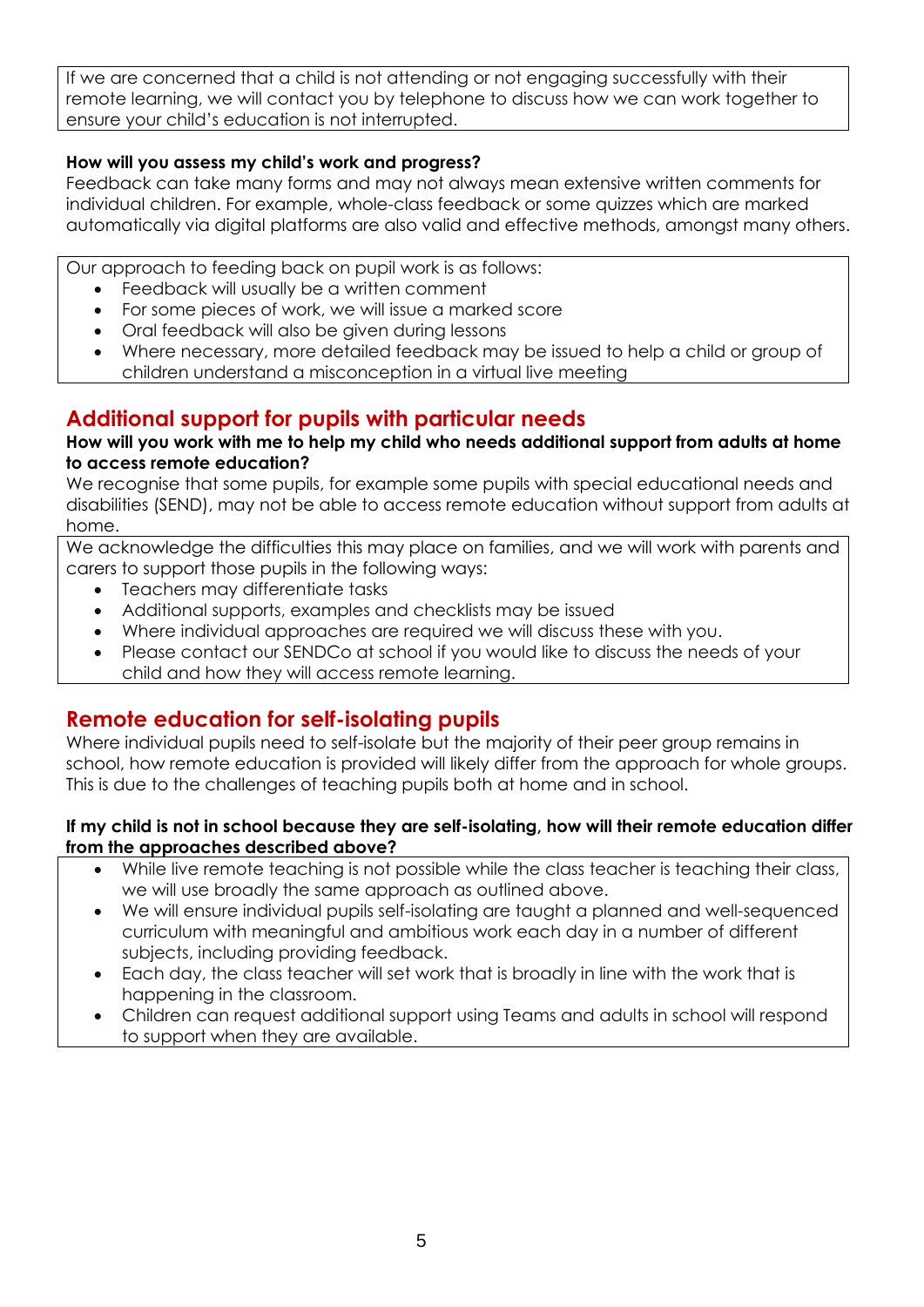If we are concerned that a child is not attending or not engaging successfully with their remote learning, we will contact you by telephone to discuss how we can work together to ensure your child's education is not interrupted.

**How will you assess my child's work and progress?**

Feedback can take many forms and may not always mean extensive written comments for individual children. For example, whole-class feedback or some quizzes which are marked automatically via digital platforms are also valid and effective methods, amongst many others.

Our approach to feeding back on pupil work is as follows:

- Feedback will usually be a written comment
- For some pieces of work, we will issue a marked score
- Oral feedback will also be given during lessons
- Where necessary, more detailed feedback may be issued to help a child or group of children understand a misconception in a virtual live meeting

## Additional support for pupils with particular needs

**How will you work with me to help my child who needs additional support from adults at home to access remote education?**

We recognise that some pupils, for example some pupils with special educational needs and disabilities (SEND), may not be able to access remote education without support from adults at home.

We acknowledge the difficulties this may place on families, and we will work with parents and carers to support those pupils in the following ways:

- Teachers may differentiate tasks
- Additional supports, examples and checklists may be issued
- Where individual approaches are required we will discuss these with you.
- Please contact our SENDCo at school if you would like to discuss the needs of your child and how they will access remote learning.

## Remote education for self-isolating pupils

Where individual pupils need to self-isolate but the majority of their peer group remains in school, how remote education is provided will likely differ from the approach for whole groups. This is due to the challenges of teaching pupils both at home and in school.

**If my child is not in school because they are self-isolating, how will their remote education differ from the approaches described above?**

- While live remote teaching is not possible while the class teacher is teaching their class, we will use broadly the same approach as outlined above.
- We will ensure individual pupils self-isolating are taught a planned and well-sequenced curriculum with meaningful and ambitious work each day in a number of different subjects, including providing feedback.
- Each day, the class teacher will set work that is broadly in line with the work that is happening in the classroom.
- Children can request additional support using Teams and adults in school will respond to support when they are available.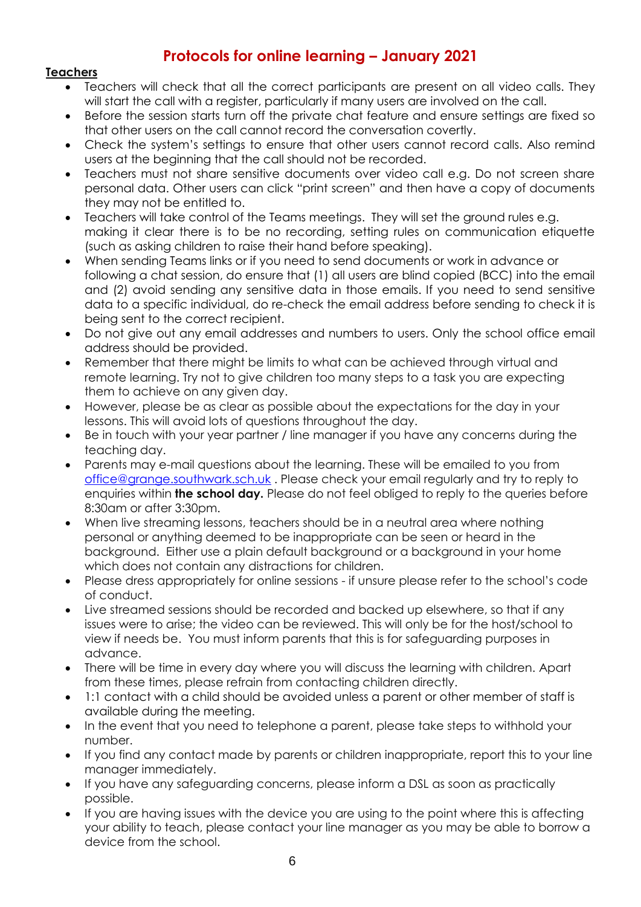# Protocols for online learning – January 2021

**Teachers**

- Teachers will check that all the correct participants are present on all video calls. They will start the call with a register, particularly if many users are involved on the call.
- Before the session starts turn off the private chat feature and ensure settings are fixed so that other users on the call cannot record the conversation covertly.
- Check the system's settings to ensure that other users cannot record calls. Also remind users at the beginning that the call should not be recorded.
- Teachers must not share sensitive documents over video call e.g. Do not screen share personal data. Other users can click "print screen" and then have a copy of documents they may not be entitled to.
- Teachers will take control of the Teams meetings. They will set the ground rules e.g. making it clear there is to be no recording, setting rules on communication etiquette (such as asking children to raise their hand before speaking).
- When sending Teams links or if you need to send documents or work in advance or following a chat session, do ensure that (1) all users are blind copied (BCC) into the email and (2) avoid sending any sensitive data in those emails. If you need to send sensitive data to a specific individual, do re-check the email address before sending to check it is being sent to the correct recipient.
- Do not give out any email addresses and numbers to users. Only the school office email address should be provided.
- Remember that there might be limits to what can be achieved through virtual and remote learning. Try not to give children too many steps to a task you are expecting them to achieve on any given day.
- However, please be as clear as possible about the expectations for the day in your lessons. This will avoid lots of questions throughout the day.
- Be in touch with your year partner / line manager if you have any concerns during the teaching day.
- Parents may e-mail questions about the learning. These will be emailed to you from office@grange.southwark.sch.uk . Please check your email regularly and try to reply to enquiries within **the school day.** Please do not feel obliged to reply to the queries before 8:30am or after 3:30pm.
- When live streaming lessons, teachers should be in a neutral area where nothing personal or anything deemed to be inappropriate can be seen or heard in the background. Either use a plain default background or a background in your home which does not contain any distractions for children.
- Please dress appropriately for online sessions - if unsure please refer to the school's code of conduct.
- Live streamed sessions should be recorded and backed up elsewhere, so that if any issues were to arise; the video can be reviewed. This will only be for the host/school to view if needs be. You must inform parents that this is for safeguarding purposes in advance.
- There will be time in every day where you will discuss the learning with children. Apart from these times, please refrain from contacting children directly.
- 1:1 contact with a child should be avoided unless a parent or other member of staff is available during the meeting.
- In the event that you need to telephone a parent, please take steps to withhold your number.
- If you find any contact made by parents or children inappropriate, report this to your line manager immediately.
- If you have any safeguarding concerns, please inform a DSL as soon as practically possible.
- If you are having issues with the device you are using to the point where this is affecting your ability to teach, please contact your line manager as you may be able to borrow a device from the school.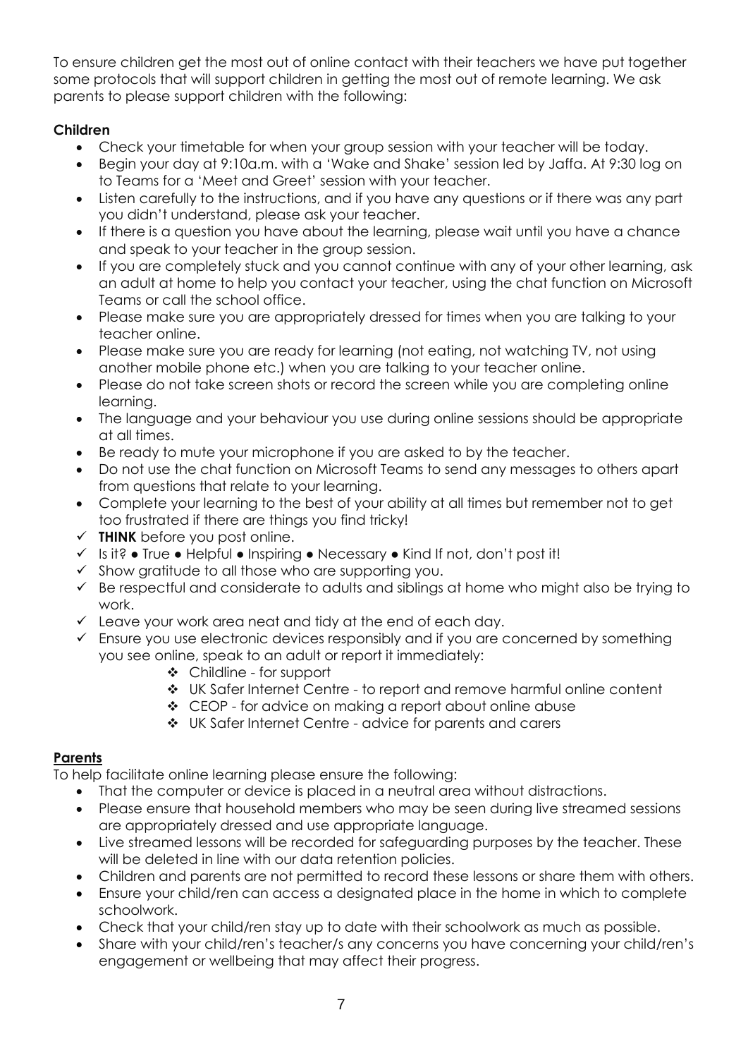To ensure children get the most out of online contact with their teachers we have put together some protocols that will support children in getting the most out of remote learning. We ask parents to please support children with the following:

**Children**

- Check your timetable for when your group session with your teacher will be today.
- Begin your day at 9:10a.m. with a 'Wake and Shake' session led by Jaffa. At 9:30 log on to Teams for a 'Meet and Greet' session with your teacher.
- Listen carefully to the instructions, and if you have any questions or if there was any part you didn't understand, please ask your teacher.
- If there is a question you have about the learning, please wait until you have a chance and speak to your teacher in the group session.
- If you are completely stuck and you cannot continue with any of your other learning, ask an adult at home to help you contact your teacher, using the chat function on Microsoft Teams or call the school office.
- Please make sure you are appropriately dressed for times when you are talking to your teacher online.
- Please make sure you are ready for learning (not eating, not watching TV, not using another mobile phone etc.) when you are talking to your teacher online.
- Please do not take screen shots or record the screen while you are completing online learning.
- The language and your behaviour you use during online sessions should be appropriate at all times.
- Be ready to mute your microphone if you are asked to by the teacher.
- Do not use the chat function on Microsoft Teams to send any messages to others apart from questions that relate to your learning.
- Complete your learning to the best of your ability at all times but remember not to get too frustrated if there are things you find tricky!

- ✓ **THINK** before you post online.
- ✓ Is it? ● True ● Helpful ● Inspiring ● Necessary ● Kind If not, don't post it!
- ✓ Show gratitude to all those who are supporting you.
- ✓ Be respectful and considerate to adults and siblings at home who might also be trying to work.
- ✓ Leave your work area neat and tidy at the end of each day.
- ✓ Ensure you use electronic devices responsibly and if you are concerned by something you see online, speak to an adult or report it immediately:
    - ❖ Childline - for support
    - ❖ UK Safer Internet Centre - to report and remove harmful online content
    - ❖ CEOP - for advice on making a report about online abuse
    - ❖ UK Safer Internet Centre - advice for parents and carers

**Parents**

To help facilitate online learning please ensure the following:

- That the computer or device is placed in a neutral area without distractions.
- Please ensure that household members who may be seen during live streamed sessions are appropriately dressed and use appropriate language.
- Live streamed lessons will be recorded for safeguarding purposes by the teacher. These will be deleted in line with our data retention policies.
- Children and parents are not permitted to record these lessons or share them with others.
- Ensure your child/ren can access a designated place in the home in which to complete schoolwork.
- Check that your child/ren stay up to date with their schoolwork as much as possible.
- Share with your child/ren's teacher/s any concerns you have concerning your child/ren's engagement or wellbeing that may affect their progress.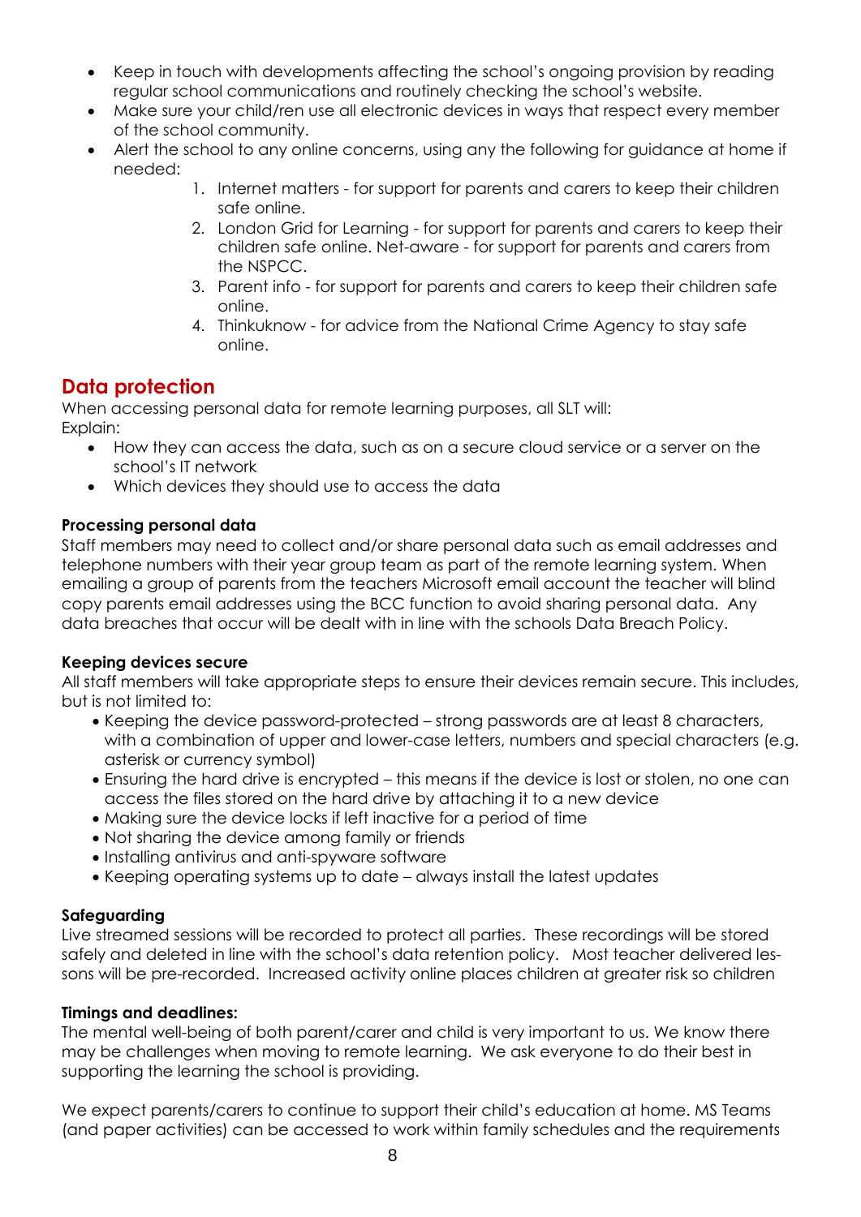- Keep in touch with developments affecting the school's ongoing provision by reading regular school communications and routinely checking the school's website.
- Make sure your child/ren use all electronic devices in ways that respect every member of the school community.
- Alert the school to any online concerns, using any the following for guidance at home if needed:
    1. Internet matters - for support for parents and carers to keep their children safe online.
    2. London Grid for Learning - for support for parents and carers to keep their children safe online. Net-aware - for support for parents and carers from the NSPCC.
    3. Parent info - for support for parents and carers to keep their children safe online.
    4. Thinkuknow - for advice from the National Crime Agency to stay safe online.

## Data protection

When accessing personal data for remote learning purposes, all SLT will:
Explain:

- How they can access the data, such as on a secure cloud service or a server on the school's IT network
- Which devices they should use to access the data

**Processing personal data**

Staff members may need to collect and/or share personal data such as email addresses and telephone numbers with their year group team as part of the remote learning system. When emailing a group of parents from the teachers Microsoft email account the teacher will blind copy parents email addresses using the BCC function to avoid sharing personal data. Any data breaches that occur will be dealt with in line with the schools Data Breach Policy.

**Keeping devices secure**

All staff members will take appropriate steps to ensure their devices remain secure. This includes, but is not limited to:

- Keeping the device password-protected – strong passwords are at least 8 characters, with a combination of upper and lower-case letters, numbers and special characters (e.g. asterisk or currency symbol)
- Ensuring the hard drive is encrypted – this means if the device is lost or stolen, no one can access the files stored on the hard drive by attaching it to a new device
- Making sure the device locks if left inactive for a period of time
- Not sharing the device among family or friends
- Installing antivirus and anti-spyware software
- Keeping operating systems up to date – always install the latest updates

**Safeguarding**

Live streamed sessions will be recorded to protect all parties. These recordings will be stored safely and deleted in line with the school's data retention policy. Most teacher delivered lessons will be pre-recorded. Increased activity online places children at greater risk so children

**Timings and deadlines:**

The mental well-being of both parent/carer and child is very important to us. We know there may be challenges when moving to remote learning. We ask everyone to do their best in supporting the learning the school is providing.

We expect parents/carers to continue to support their child's education at home. MS Teams (and paper activities) can be accessed to work within family schedules and the requirements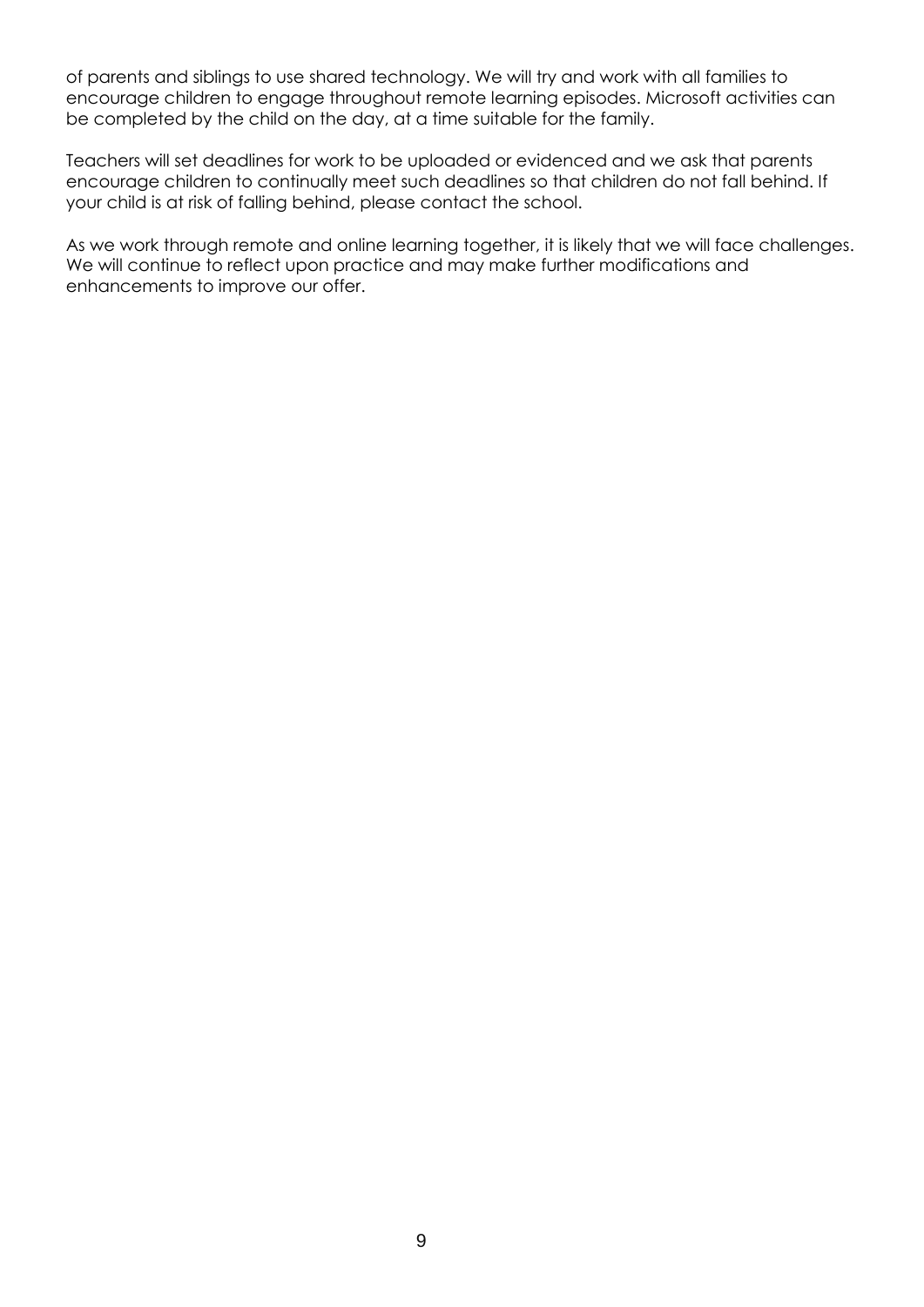of parents and siblings to use shared technology. We will try and work with all families to encourage children to engage throughout remote learning episodes. Microsoft activities can be completed by the child on the day, at a time suitable for the family.

Teachers will set deadlines for work to be uploaded or evidenced and we ask that parents encourage children to continually meet such deadlines so that children do not fall behind. If your child is at risk of falling behind, please contact the school.

As we work through remote and online learning together, it is likely that we will face challenges. We will continue to reflect upon practice and may make further modifications and enhancements to improve our offer.